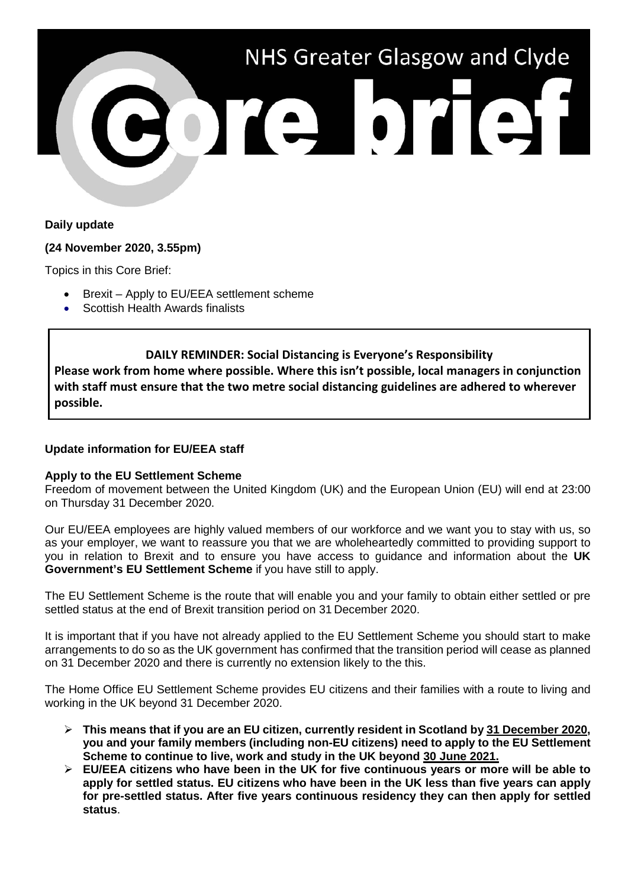# NHS Greater Glasgow and Clyde

# Core brief

**Daily update**

**(24 November 2020, 3.55pm)**

Topics in this Core Brief:

- Brexit – Apply to EU/EEA settlement scheme
- Scottish Health Awards finalists

> **DAILY REMINDER: Social Distancing is Everyone's Responsibility**
> **Please work from home where possible. Where this isn't possible, local managers in conjunction with staff must ensure that the two metre social distancing guidelines are adhered to wherever possible.**

**Update information for EU/EEA staff**

**Apply to the EU Settlement Scheme**

Freedom of movement between the United Kingdom (UK) and the European Union (EU) will end at 23:00 on Thursday 31 December 2020.

Our EU/EEA employees are highly valued members of our workforce and we want you to stay with us, so as your employer, we want to reassure you that we are wholeheartedly committed to providing support to you in relation to Brexit and to ensure you have access to guidance and information about the **UK Government's EU Settlement Scheme** if you have still to apply.

The EU Settlement Scheme is the route that will enable you and your family to obtain either settled or pre settled status at the end of Brexit transition period on 31 December 2020.

It is important that if you have not already applied to the EU Settlement Scheme you should start to make arrangements to do so as the UK government has confirmed that the transition period will cease as planned on 31 December 2020 and there is currently no extension likely to the this.

The Home Office EU Settlement Scheme provides EU citizens and their families with a route to living and working in the UK beyond 31 December 2020.

- **This means that if you are an EU citizen, currently resident in Scotland by <u>31 December 2020</u>, you and your family members (including non-EU citizens) need to apply to the EU Settlement Scheme to continue to live, work and study in the UK beyond <u>30 June 2021.</u>**
- **EU/EEA citizens who have been in the UK for five continuous years or more will be able to apply for settled status. EU citizens who have been in the UK less than five years can apply for pre-settled status. After five years continuous residency they can then apply for settled status**.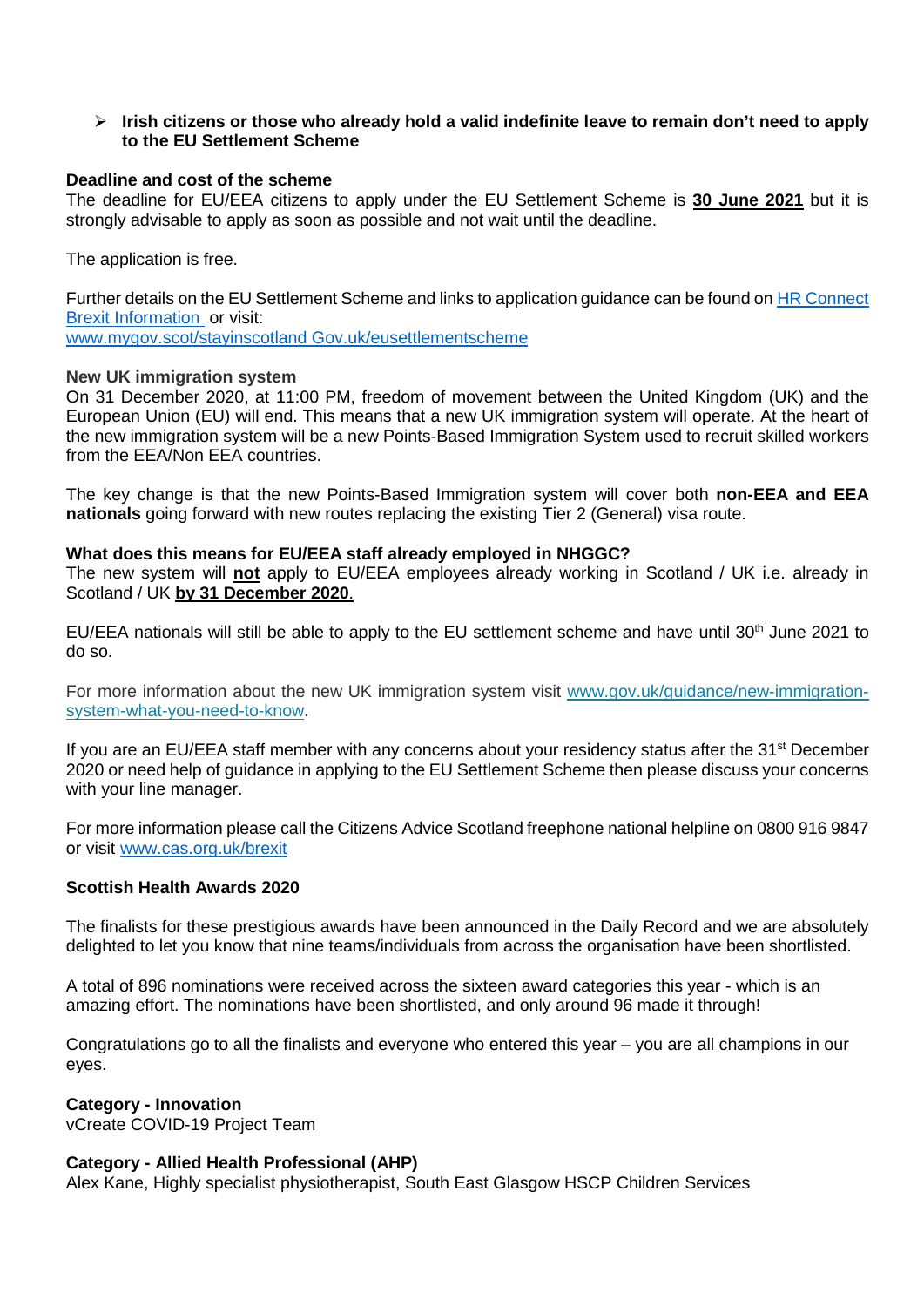- **Irish citizens or those who already hold a valid indefinite leave to remain don't need to apply to the EU Settlement Scheme**

**Deadline and cost of the scheme**

The deadline for EU/EEA citizens to apply under the EU Settlement Scheme is **30 June 2021** but it is strongly advisable to apply as soon as possible and not wait until the deadline.

The application is free.

Further details on the EU Settlement Scheme and links to application guidance can be found on [HR Connect Brexit Information](HR Connect Brexit Information) or visit:
[www.mygov.scot/stayinscotland](www.mygov.scot/stayinscotland) [Gov.uk/eusettlementscheme](Gov.uk/eusettlementscheme)

**New UK immigration system**

On 31 December 2020, at 11:00 PM, freedom of movement between the United Kingdom (UK) and the European Union (EU) will end. This means that a new UK immigration system will operate. At the heart of the new immigration system will be a new Points-Based Immigration System used to recruit skilled workers from the EEA/Non EEA countries.

The key change is that the new Points-Based Immigration system will cover both **non-EEA and EEA nationals** going forward with new routes replacing the existing Tier 2 (General) visa route.

**What does this means for EU/EEA staff already employed in NHGGC?**

The new system will **not** apply to EU/EEA employees already working in Scotland / UK i.e. already in Scotland / UK **by 31 December 2020**.

EU/EEA nationals will still be able to apply to the EU settlement scheme and have until 30th June 2021 to do so.

For more information about the new UK immigration system visit [www.gov.uk/guidance/new-immigration-system-what-you-need-to-know](www.gov.uk/guidance/new-immigration-system-what-you-need-to-know).

If you are an EU/EEA staff member with any concerns about your residency status after the 31st December 2020 or need help of guidance in applying to the EU Settlement Scheme then please discuss your concerns with your line manager.

For more information please call the Citizens Advice Scotland freephone national helpline on 0800 916 9847 or visit [www.cas.org.uk/brexit](www.cas.org.uk/brexit)

**Scottish Health Awards 2020**

The finalists for these prestigious awards have been announced in the Daily Record and we are absolutely delighted to let you know that nine teams/individuals from across the organisation have been shortlisted.

A total of 896 nominations were received across the sixteen award categories this year - which is an amazing effort. The nominations have been shortlisted, and only around 96 made it through!

Congratulations go to all the finalists and everyone who entered this year – you are all champions in our eyes.

**Category - Innovation**
vCreate COVID-19 Project Team

**Category - Allied Health Professional (AHP)**
Alex Kane, Highly specialist physiotherapist, South East Glasgow HSCP Children Services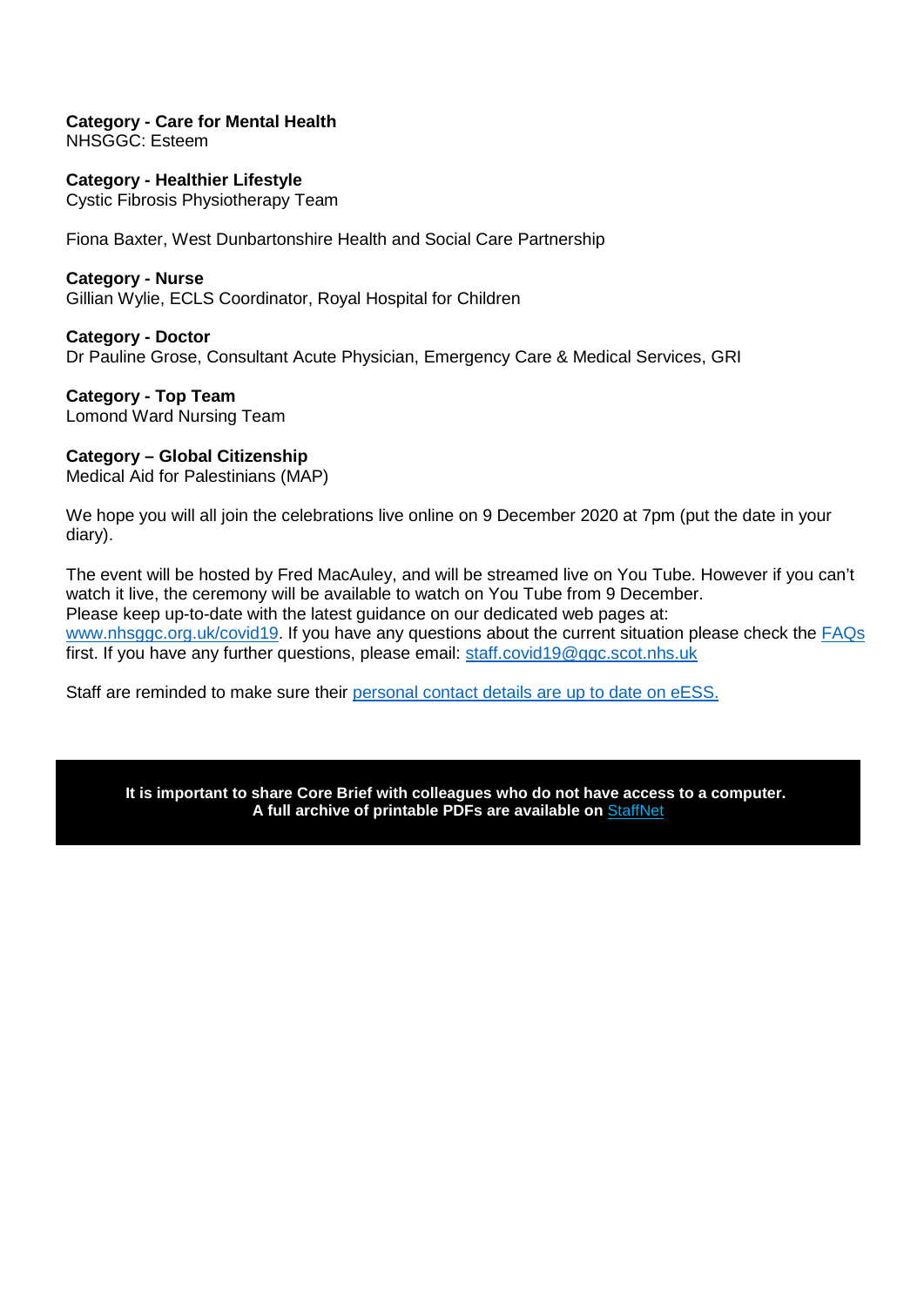**Category - Care for Mental Health**
NHSGGC: Esteem

**Category - Healthier Lifestyle**
Cystic Fibrosis Physiotherapy Team

Fiona Baxter, West Dunbartonshire Health and Social Care Partnership

**Category - Nurse**
Gillian Wylie, ECLS Coordinator, Royal Hospital for Children

**Category - Doctor**
Dr Pauline Grose, Consultant Acute Physician, Emergency Care & Medical Services, GRI

**Category - Top Team**
Lomond Ward Nursing Team

**Category – Global Citizenship**
Medical Aid for Palestinians (MAP)

We hope you will all join the celebrations live online on 9 December 2020 at 7pm (put the date in your diary).

The event will be hosted by Fred MacAuley, and will be streamed live on You Tube. However if you can't watch it live, the ceremony will be available to watch on You Tube from 9 December.
Please keep up-to-date with the latest guidance on our dedicated web pages at: www.nhsggc.org.uk/covid19. If you have any questions about the current situation please check the FAQs first. If you have any further questions, please email: staff.covid19@ggc.scot.nhs.uk

Staff are reminded to make sure their personal contact details are up to date on eESS.

**It is important to share Core Brief with colleagues who do not have access to a computer.**
**A full archive of printable PDFs are available on** StaffNet